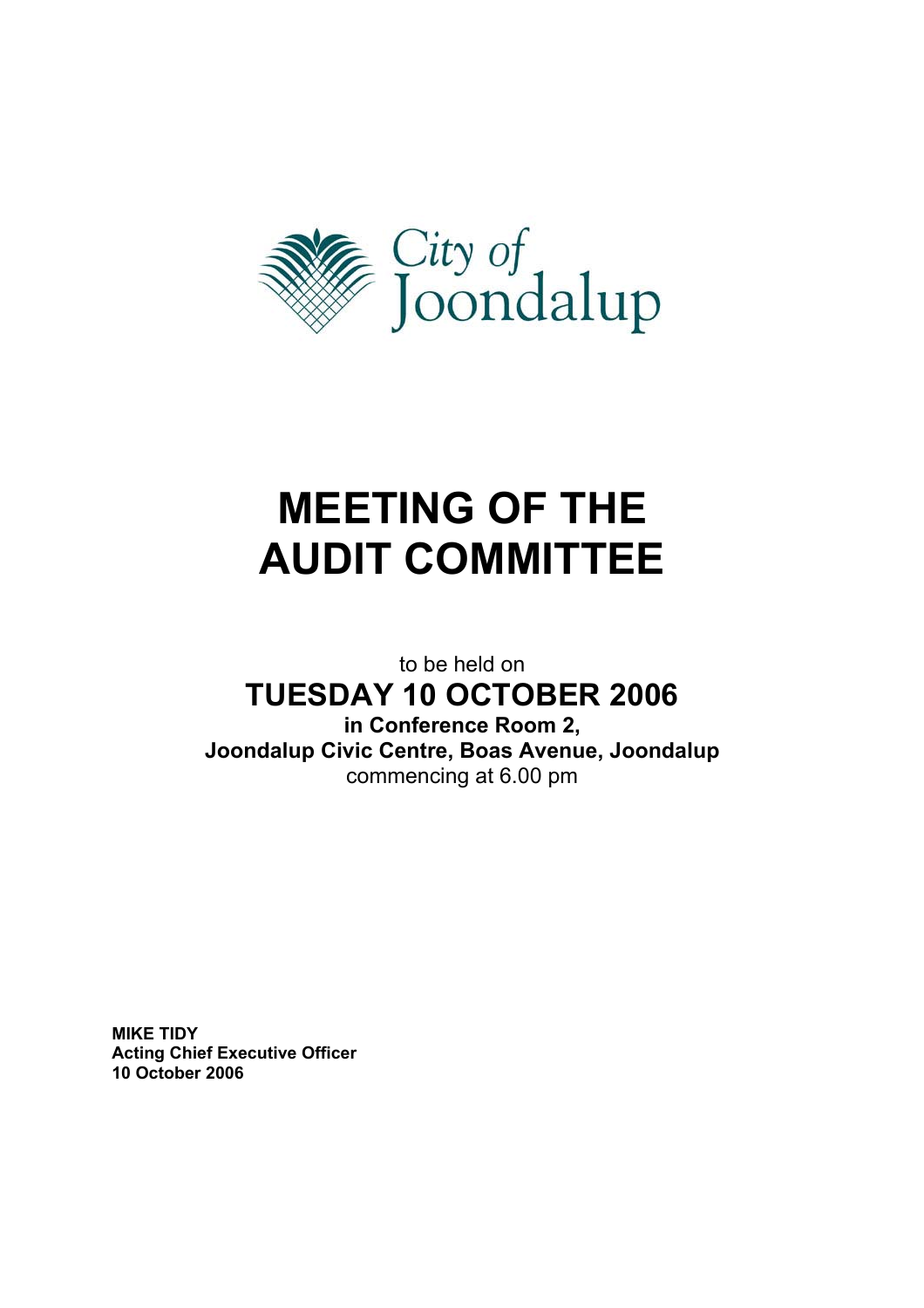City of Joondalup

# MEETING OF THE AUDIT COMMITTEE

to be held on

## TUESDAY 10 OCTOBER 2006

**in Conference Room 2,**
**Joondalup Civic Centre, Boas Avenue, Joondalup**
commencing at 6.00 pm

**MIKE TIDY**
**Acting Chief Executive Officer**
**10 October 2006**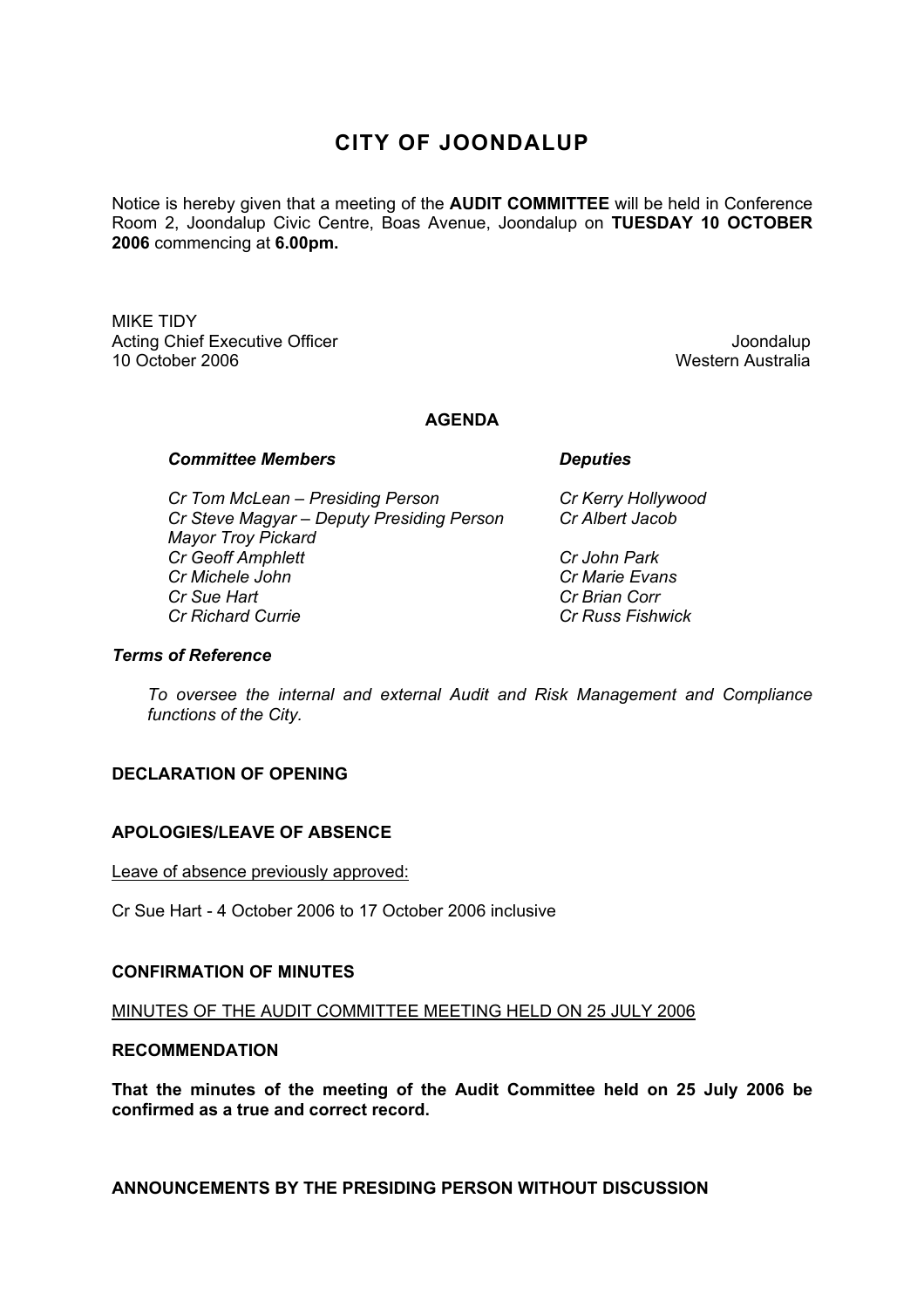# CITY OF JOONDALUP

Notice is hereby given that a meeting of the **AUDIT COMMITTEE** will be held in Conference Room 2, Joondalup Civic Centre, Boas Avenue, Joondalup on **TUESDAY 10 OCTOBER 2006** commencing at **6.00pm.**

MIKE TIDY
Acting Chief Executive Officer
10 October 2006

Joondalup
Western Australia

## AGENDA

| ***Committee Members*** | ***Deputies*** |
|---|---|
| *Cr Tom McLean – Presiding Person* | *Cr Kerry Hollywood* |
| *Cr Steve Magyar – Deputy Presiding Person* | *Cr Albert Jacob* |
| *Mayor Troy Pickard* | |
| *Cr Geoff Amphlett* | *Cr John Park* |
| *Cr Michele John* | *Cr Marie Evans* |
| *Cr Sue Hart* | *Cr Brian Corr* |
| *Cr Richard Currie* | *Cr Russ Fishwick* |

***Terms of Reference***

*To oversee the internal and external Audit and Risk Management and Compliance functions of the City.*

**DECLARATION OF OPENING**

**APOLOGIES/LEAVE OF ABSENCE**

<u>Leave of absence previously approved:</u>

Cr Sue Hart - 4 October 2006 to 17 October 2006 inclusive

**CONFIRMATION OF MINUTES**

<u>MINUTES OF THE AUDIT COMMITTEE MEETING HELD ON 25 JULY 2006</u>

**RECOMMENDATION**

**That the minutes of the meeting of the Audit Committee held on 25 July 2006 be confirmed as a true and correct record.**

**ANNOUNCEMENTS BY THE PRESIDING PERSON WITHOUT DISCUSSION**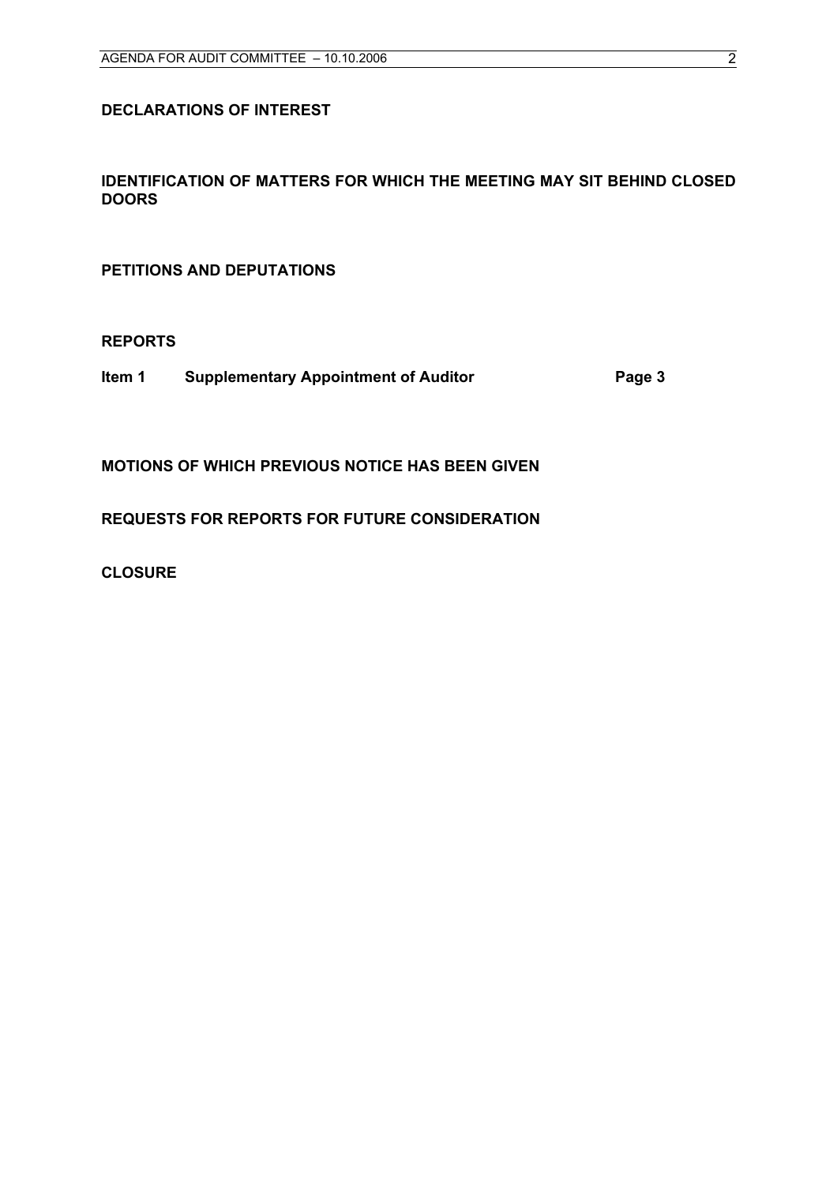**DECLARATIONS OF INTEREST**

**IDENTIFICATION OF MATTERS FOR WHICH THE MEETING MAY SIT BEHIND CLOSED DOORS**

**PETITIONS AND DEPUTATIONS**

**REPORTS**

**Item 1 Supplementary Appointment of Auditor Page 3**

**MOTIONS OF WHICH PREVIOUS NOTICE HAS BEEN GIVEN**

**REQUESTS FOR REPORTS FOR FUTURE CONSIDERATION**

**CLOSURE**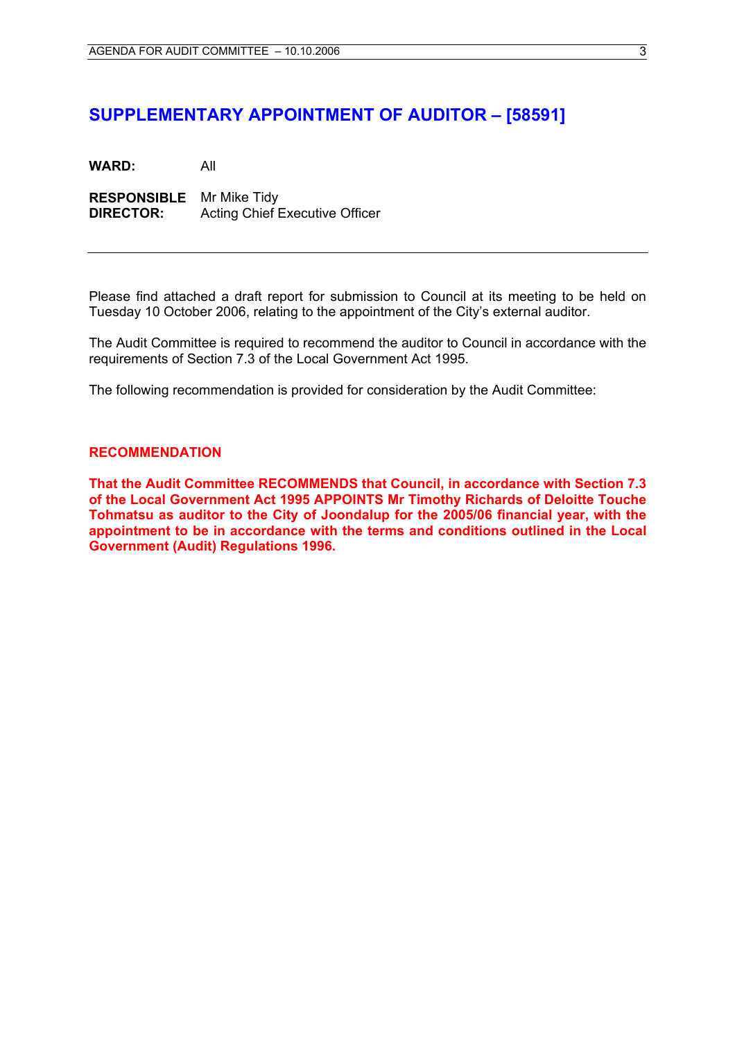# SUPPLEMENTARY APPOINTMENT OF AUDITOR – [58591]

**WARD:** All

**RESPONSIBLE DIRECTOR:** Mr Mike Tidy
Acting Chief Executive Officer

---

Please find attached a draft report for submission to Council at its meeting to be held on Tuesday 10 October 2006, relating to the appointment of the City's external auditor.

The Audit Committee is required to recommend the auditor to Council in accordance with the requirements of Section 7.3 of the Local Government Act 1995.

The following recommendation is provided for consideration by the Audit Committee:

## RECOMMENDATION

**That the Audit Committee RECOMMENDS that Council, in accordance with Section 7.3 of the Local Government Act 1995 APPOINTS Mr Timothy Richards of Deloitte Touche Tohmatsu as auditor to the City of Joondalup for the 2005/06 financial year, with the appointment to be in accordance with the terms and conditions outlined in the Local Government (Audit) Regulations 1996.**